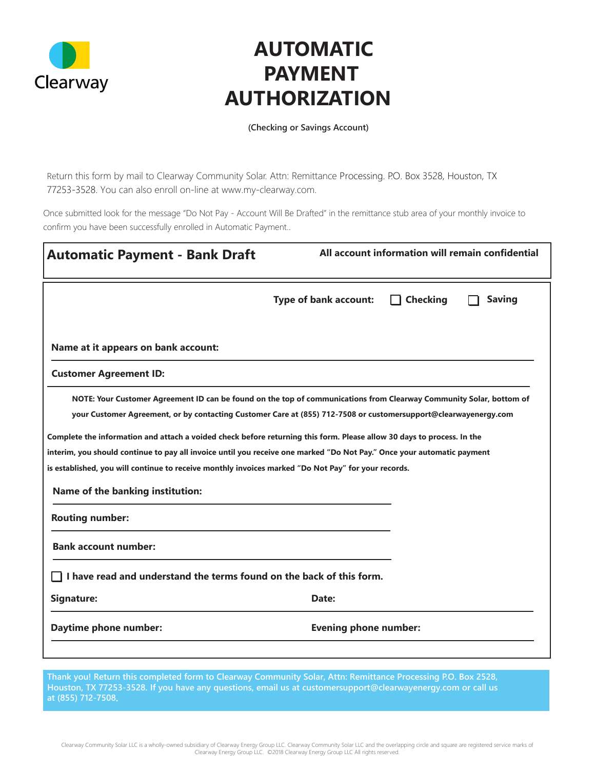Clearway

# AUTOMATIC PAYMENT AUTHORIZATION

**(Checking or Savings Account)**

Return this form by mail to Clearway Community Solar. Attn: Remittance Processing. P.O. Box 3528, Houston, TX 77253-3528. You can also enroll on-line at www.my-clearway.com.

Once submitted look for the message "Do Not Pay - Account Will Be Drafted" in the remittance stub area of your monthly invoice to confirm you have been successfully enrolled in Automatic Payment..

## Automatic Payment - Bank Draft

**All account information will remain confidential**

**Type of bank account:** ☐ **Checking** ☐ **Saving**

**Name at it appears on bank account:** ______________________________

**Customer Agreement ID:** ______________________________

**NOTE: Your Customer Agreement ID can be found on the top of communications from Clearway Community Solar, bottom of your Customer Agreement, or by contacting Customer Care at (855) 712-7508 or customersupport@clearwayenergy.com**

**Complete the information and attach a voided check before returning this form. Please allow 30 days to process. In the interim, you should continue to pay all invoice until you receive one marked "Do Not Pay." Once your automatic payment is established, you will continue to receive monthly invoices marked "Do Not Pay" for your records.**

**Name of the banking institution:** ______________________________

**Routing number:** ______________________________

**Bank account number:** ______________________________

☐ **I have read and understand the terms found on the back of this form.**

**Signature:** ______________________________ **Date:** ______________________________

**Daytime phone number:** ______________________________ **Evening phone number:** ______________________________

**Thank you! Return this completed form to Clearway Community Solar, Attn: Remittance Processing P.O. Box 2528, Houston, TX 77253-3528. If you have any questions, email us at customersupport@clearwayenergy.com or call us at (855) 712-7508.**

Clearway Community Solar LLC is a wholly-owned subsidiary of Clearway Energy Group LLC. Clearway Community Solar LLC and the overlapping circle and square are registered service marks of Clearway Energy Group LLC. ©2018 Clearway Energy Group LLC All rights reserved.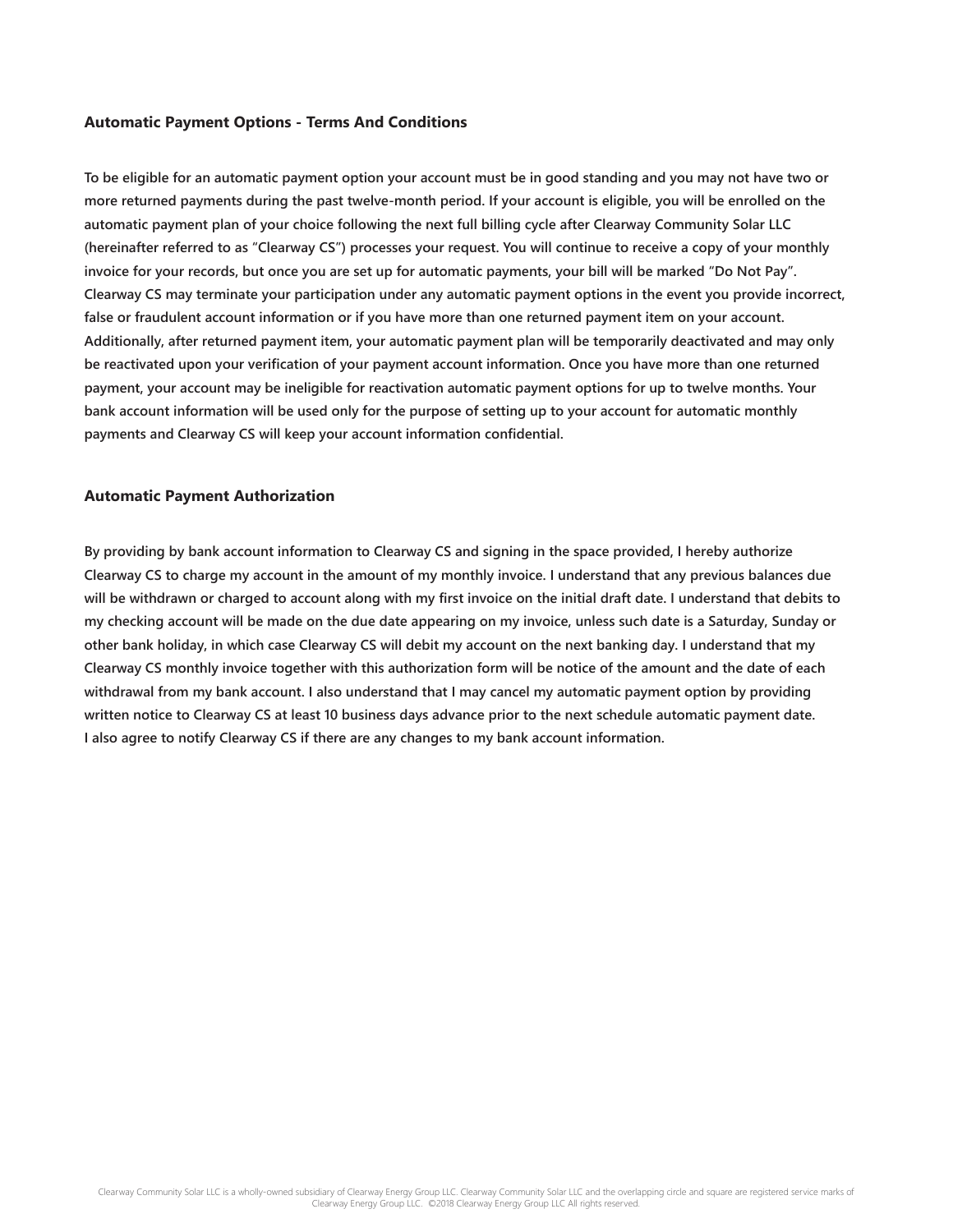## Automatic Payment Options - Terms And Conditions

To be eligible for an automatic payment option your account must be in good standing and you may not have two or more returned payments during the past twelve-month period. If your account is eligible, you will be enrolled on the automatic payment plan of your choice following the next full billing cycle after Clearway Community Solar LLC (hereinafter referred to as "Clearway CS") processes your request. You will continue to receive a copy of your monthly invoice for your records, but once you are set up for automatic payments, your bill will be marked "Do Not Pay". Clearway CS may terminate your participation under any automatic payment options in the event you provide incorrect, false or fraudulent account information or if you have more than one returned payment item on your account. Additionally, after returned payment item, your automatic payment plan will be temporarily deactivated and may only be reactivated upon your verification of your payment account information. Once you have more than one returned payment, your account may be ineligible for reactivation automatic payment options for up to twelve months. Your bank account information will be used only for the purpose of setting up to your account for automatic monthly payments and Clearway CS will keep your account information confidential.

## Automatic Payment Authorization

By providing by bank account information to Clearway CS and signing in the space provided, I hereby authorize Clearway CS to charge my account in the amount of my monthly invoice. I understand that any previous balances due will be withdrawn or charged to account along with my first invoice on the initial draft date. I understand that debits to my checking account will be made on the due date appearing on my invoice, unless such date is a Saturday, Sunday or other bank holiday, in which case Clearway CS will debit my account on the next banking day. I understand that my Clearway CS monthly invoice together with this authorization form will be notice of the amount and the date of each withdrawal from my bank account. I also understand that I may cancel my automatic payment option by providing written notice to Clearway CS at least 10 business days advance prior to the next schedule automatic payment date. I also agree to notify Clearway CS if there are any changes to my bank account information.

Clearway Community Solar LLC is a wholly-owned subsidiary of Clearway Energy Group LLC. Clearway Community Solar LLC and the overlapping circle and square are registered service marks of Clearway Energy Group LLC. ©2018 Clearway Energy Group LLC All rights reserved.